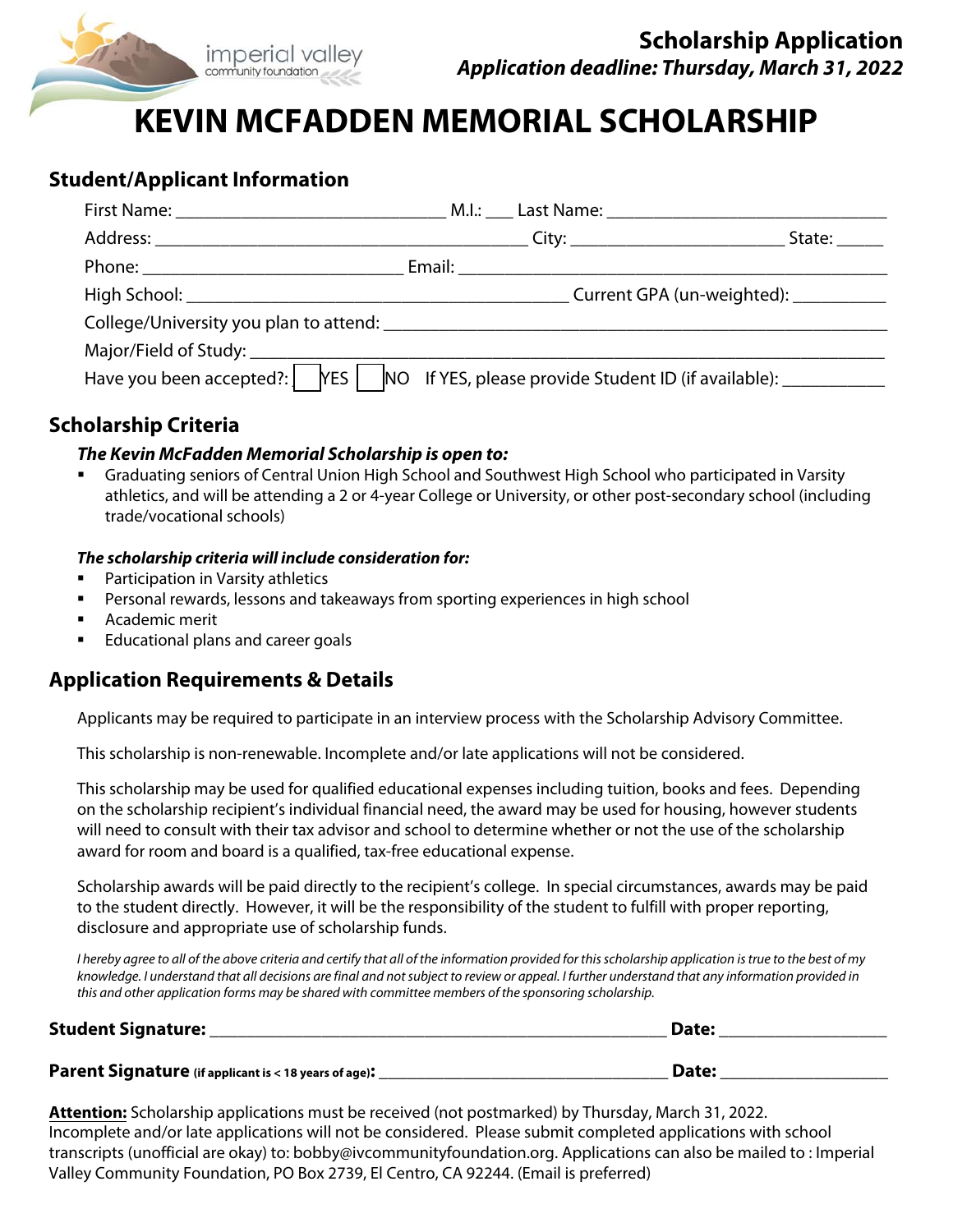imperial valley community foundation

**Scholarship Application**
***Application deadline: Thursday, March 31, 2022***

# KEVIN MCFADDEN MEMORIAL SCHOLARSHIP

## Student/Applicant Information

First Name: ______________________________ M.I.: ___ Last Name: ______________________________

Address: __________________________________________ City: ________________________ State: _____

Phone: ____________________________ Email: ____________________________________________

High School: ___________________________________________ Current GPA (un-weighted): __________

College/University you plan to attend: ________________________________________________________

Major/Field of Study: ______________________________________________________________________

Have you been accepted?: ☐ YES ☐ NO If YES, please provide Student ID (if available): ___________

## Scholarship Criteria

***The Kevin McFadden Memorial Scholarship is open to:***

- Graduating seniors of Central Union High School and Southwest High School who participated in Varsity athletics, and will be attending a 2 or 4-year College or University, or other post-secondary school (including trade/vocational schools)

***The scholarship criteria will include consideration for:***

- Participation in Varsity athletics
- Personal rewards, lessons and takeaways from sporting experiences in high school
- Academic merit
- Educational plans and career goals

## Application Requirements & Details

Applicants may be required to participate in an interview process with the Scholarship Advisory Committee.

This scholarship is non-renewable. Incomplete and/or late applications will not be considered.

This scholarship may be used for qualified educational expenses including tuition, books and fees. Depending on the scholarship recipient's individual financial need, the award may be used for housing, however students will need to consult with their tax advisor and school to determine whether or not the use of the scholarship award for room and board is a qualified, tax-free educational expense.

Scholarship awards will be paid directly to the recipient's college. In special circumstances, awards may be paid to the student directly. However, it will be the responsibility of the student to fulfill with proper reporting, disclosure and appropriate use of scholarship funds.

*I hereby agree to all of the above criteria and certify that all of the information provided for this scholarship application is true to the best of my knowledge. I understand that all decisions are final and not subject to review or appeal. I further understand that any information provided in this and other application forms may be shared with committee members of the sponsoring scholarship.*

**Student Signature:** ________________________________________________ **Date:** __________________

**Parent Signature** **(if applicant is < 18 years of age):** ______________________________ **Date:** __________________

**Attention:** Scholarship applications must be received (not postmarked) by Thursday, March 31, 2022. Incomplete and/or late applications will not be considered. Please submit completed applications with school transcripts (unofficial are okay) to: bobby@ivcommunityfoundation.org. Applications can also be mailed to : Imperial Valley Community Foundation, PO Box 2739, El Centro, CA 92244. (Email is preferred)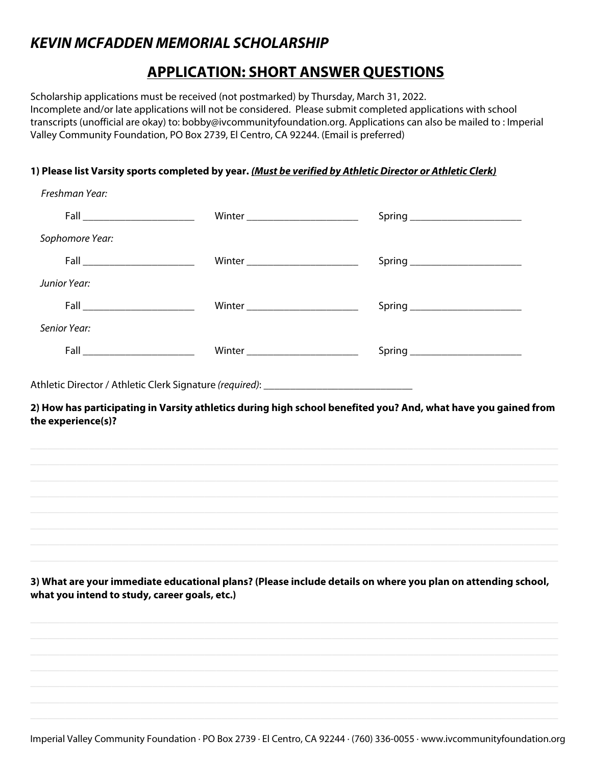# *KEVIN MCFADDEN MEMORIAL SCHOLARSHIP*

## APPLICATION: SHORT ANSWER QUESTIONS

Scholarship applications must be received (not postmarked) by Thursday, March 31, 2022.
Incomplete and/or late applications will not be considered. Please submit completed applications with school transcripts (unofficial are okay) to: bobby@ivcommunityfoundation.org. Applications can also be mailed to : Imperial Valley Community Foundation, PO Box 2739, El Centro, CA 92244. (Email is preferred)

**1) Please list Varsity sports completed by year. *(Must be verified by Athletic Director or Athletic Clerk)***

*Freshman Year:*

Fall ______________________ Winter ______________________ Spring ______________________

*Sophomore Year:*

Fall ______________________ Winter ______________________ Spring ______________________

*Junior Year:*

Fall ______________________ Winter ______________________ Spring ______________________

*Senior Year:*

Fall ______________________ Winter ______________________ Spring ______________________

Athletic Director / Athletic Clerk Signature *(required)*: ______________________________

**2) How has participating in Varsity athletics during high school benefited you? And, what have you gained from the experience(s)?**

**3) What are your immediate educational plans? (Please include details on where you plan on attending school, what you intend to study, career goals, etc.)**

Imperial Valley Community Foundation · PO Box 2739 · El Centro, CA 92244 · (760) 336-0055 · www.ivcommunityfoundation.org